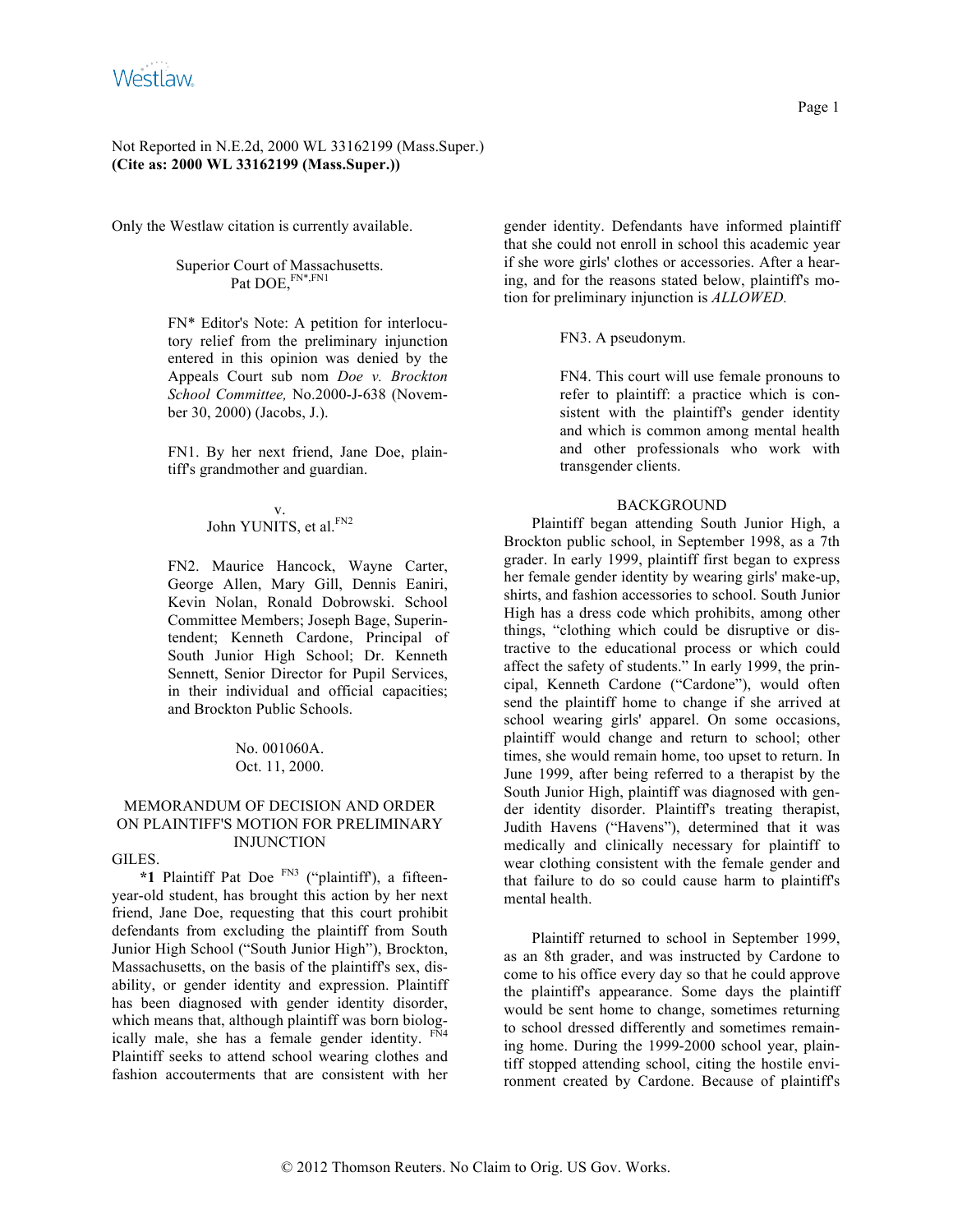Not Reported in N.E.2d, 2000 WL 33162199 (Mass.Super.)
**(Cite as: 2000 WL 33162199 (Mass.Super.))**

Only the Westlaw citation is currently available.

Superior Court of Massachusetts.
Pat DOE,[FN*,FN1]

FN* Editor's Note: A petition for interlocutory relief from the preliminary injunction entered in this opinion was denied by the Appeals Court sub nom *Doe v. Brockton School Committee,* No.2000-J-638 (November 30, 2000) (Jacobs, J.).

FN1. By her next friend, Jane Doe, plaintiff's grandmother and guardian.

v.
John YUNITS, et al.[FN2]

FN2. Maurice Hancock, Wayne Carter, George Allen, Mary Gill, Dennis Eaniri, Kevin Nolan, Ronald Dobrowski. School Committee Members; Joseph Bage, Superintendent; Kenneth Cardone, Principal of South Junior High School; Dr. Kenneth Sennett, Senior Director for Pupil Services, in their individual and official capacities; and Brockton Public Schools.

No. 001060A.
Oct. 11, 2000.

## MEMORANDUM OF DECISION AND ORDER ON PLAINTIFF'S MOTION FOR PRELIMINARY INJUNCTION

GILES.

**\*1** Plaintiff Pat Doe [FN3] ("plaintiff"), a fifteen-year-old student, has brought this action by her next friend, Jane Doe, requesting that this court prohibit defendants from excluding the plaintiff from South Junior High School ("South Junior High"), Brockton, Massachusetts, on the basis of the plaintiff's sex, disability, or gender identity and expression. Plaintiff has been diagnosed with gender identity disorder, which means that, although plaintiff was born biologically male, she has a female gender identity. [FN4] Plaintiff seeks to attend school wearing clothes and fashion accouterments that are consistent with her gender identity. Defendants have informed plaintiff that she could not enroll in school this academic year if she wore girls' clothes or accessories. After a hearing, and for the reasons stated below, plaintiff's motion for preliminary injunction is *ALLOWED.*

FN3. A pseudonym.

FN4. This court will use female pronouns to refer to plaintiff: a practice which is consistent with the plaintiff's gender identity and which is common among mental health and other professionals who work with transgender clients.

## BACKGROUND

Plaintiff began attending South Junior High, a Brockton public school, in September 1998, as a 7th grader. In early 1999, plaintiff first began to express her female gender identity by wearing girls' make-up, shirts, and fashion accessories to school. South Junior High has a dress code which prohibits, among other things, "clothing which could be disruptive or distractive to the educational process or which could affect the safety of students." In early 1999, the principal, Kenneth Cardone ("Cardone"), would often send the plaintiff home to change if she arrived at school wearing girls' apparel. On some occasions, plaintiff would change and return to school; other times, she would remain home, too upset to return. In June 1999, after being referred to a therapist by the South Junior High, plaintiff was diagnosed with gender identity disorder. Plaintiff's treating therapist, Judith Havens ("Havens"), determined that it was medically and clinically necessary for plaintiff to wear clothing consistent with the female gender and that failure to do so could cause harm to plaintiff's mental health.

Plaintiff returned to school in September 1999, as an 8th grader, and was instructed by Cardone to come to his office every day so that he could approve the plaintiff's appearance. Some days the plaintiff would be sent home to change, sometimes returning to school dressed differently and sometimes remaining home. During the 1999-2000 school year, plaintiff stopped attending school, citing the hostile environment created by Cardone. Because of plaintiff's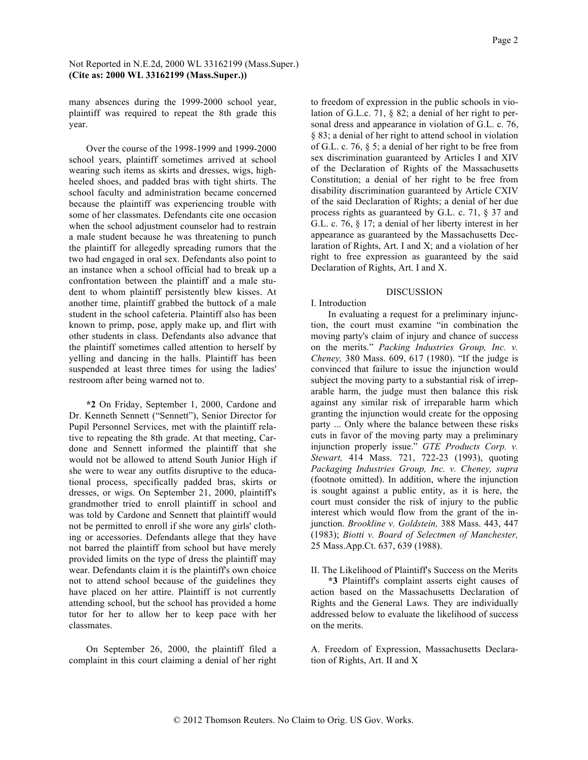many absences during the 1999-2000 school year, plaintiff was required to repeat the 8th grade this year.

Over the course of the 1998-1999 and 1999-2000 school years, plaintiff sometimes arrived at school wearing such items as skirts and dresses, wigs, high-heeled shoes, and padded bras with tight shirts. The school faculty and administration became concerned because the plaintiff was experiencing trouble with some of her classmates. Defendants cite one occasion when the school adjustment counselor had to restrain a male student because he was threatening to punch the plaintiff for allegedly spreading rumors that the two had engaged in oral sex. Defendants also point to an instance when a school official had to break up a confrontation between the plaintiff and a male student to whom plaintiff persistently blew kisses. At another time, plaintiff grabbed the buttock of a male student in the school cafeteria. Plaintiff also has been known to primp, pose, apply make up, and flirt with other students in class. Defendants also advance that the plaintiff sometimes called attention to herself by yelling and dancing in the halls. Plaintiff has been suspended at least three times for using the ladies' restroom after being warned not to.

**\*2** On Friday, September 1, 2000, Cardone and Dr. Kenneth Sennett ("Sennett"), Senior Director for Pupil Personnel Services, met with the plaintiff relative to repeating the 8th grade. At that meeting, Cardone and Sennett informed the plaintiff that she would not be allowed to attend South Junior High if she were to wear any outfits disruptive to the educational process, specifically padded bras, skirts or dresses, or wigs. On September 21, 2000, plaintiff's grandmother tried to enroll plaintiff in school and was told by Cardone and Sennett that plaintiff would not be permitted to enroll if she wore any girls' clothing or accessories. Defendants allege that they have not barred the plaintiff from school but have merely provided limits on the type of dress the plaintiff may wear. Defendants claim it is the plaintiff's own choice not to attend school because of the guidelines they have placed on her attire. Plaintiff is not currently attending school, but the school has provided a home tutor for her to allow her to keep pace with her classmates.

On September 26, 2000, the plaintiff filed a complaint in this court claiming a denial of her right to freedom of expression in the public schools in violation of G.L.c. 71, § 82; a denial of her right to personal dress and appearance in violation of G.L. c. 76, § 83; a denial of her right to attend school in violation of G.L. c. 76, § 5; a denial of her right to be free from sex discrimination guaranteed by Articles I and XIV of the Declaration of Rights of the Massachusetts Constitution; a denial of her right to be free from disability discrimination guaranteed by Article CXIV of the said Declaration of Rights; a denial of her due process rights as guaranteed by G.L. c. 71, § 37 and G.L. c. 76, § 17; a denial of her liberty interest in her appearance as guaranteed by the Massachusetts Declaration of Rights, Art. I and X; and a violation of her right to free expression as guaranteed by the said Declaration of Rights, Art. I and X.

## DISCUSSION

### I. Introduction

In evaluating a request for a preliminary injunction, the court must examine "in combination the moving party's claim of injury and chance of success on the merits." *Packing Industries Group, Inc. v. Cheney,* 380 Mass. 609, 617 (1980). "If the judge is convinced that failure to issue the injunction would subject the moving party to a substantial risk of irreparable harm, the judge must then balance this risk against any similar risk of irreparable harm which granting the injunction would create for the opposing party ... Only where the balance between these risks cuts in favor of the moving party may a preliminary injunction properly issue." *GTE Products Corp. v. Stewart,* 414 Mass. 721, 722-23 (1993), quoting *Packaging Industries Group, Inc. v. Cheney, supra* (footnote omitted). In addition, where the injunction is sought against a public entity, as it is here, the court must consider the risk of injury to the public interest which would flow from the grant of the injunction. *Brookline v. Goldstein,* 388 Mass. 443, 447 (1983); *Biotti v. Board of Selectmen of Manchester,* 25 Mass.App.Ct. 637, 639 (1988).

### II. The Likelihood of Plaintiff's Success on the Merits

**\*3** Plaintiff's complaint asserts eight causes of action based on the Massachusetts Declaration of Rights and the General Laws. They are individually addressed below to evaluate the likelihood of success on the merits.

#### A. Freedom of Expression, Massachusetts Declaration of Rights, Art. II and X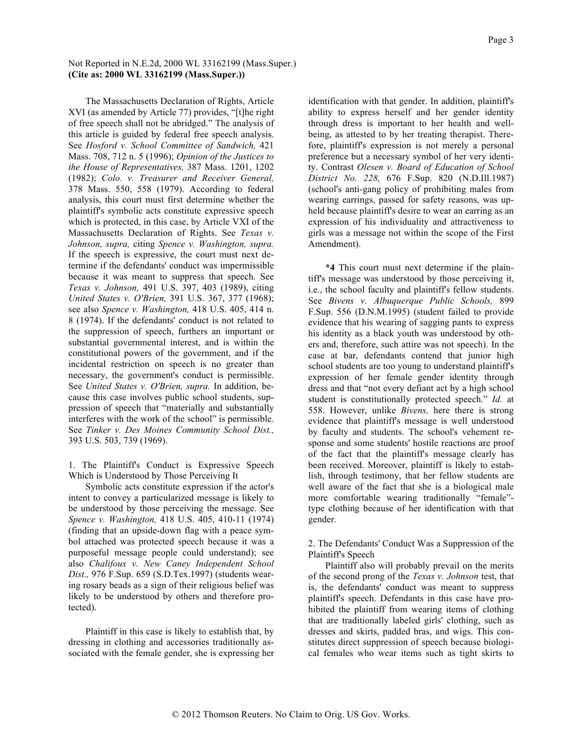The Massachusetts Declaration of Rights, Article XVI (as amended by Article 77) provides, "[t]he right of free speech shall not be abridged." The analysis of this article is guided by federal free speech analysis. See *Hosford v. School Committee of Sandwich,* 421 Mass. 708, 712 n. 5 (1996); *Opinion of the Justices to the House of Representatives,* 387 Mass. 1201, 1202 (1982); *Colo. v. Treasurer and Receiver General,* 378 Mass. 550, 558 (1979). According to federal analysis, this court must first determine whether the plaintiff's symbolic acts constitute expressive speech which is protected, in this case, by Article VXI of the Massachusetts Declaration of Rights. See *Texas v. Johnson, supra,* citing *Spence v. Washington, supra.* If the speech is expressive, the court must next determine if the defendants' conduct was impermissible because it was meant to suppress that speech. See *Texas v. Johnson,* 491 U.S. 397, 403 (1989), citing *United States v. O'Brien,* 391 U.S. 367, 377 (1968); see also *Spence v. Washington,* 418 U.S. 405, 414 n. 8 (1974). If the defendants' conduct is not related to the suppression of speech, furthers an important or substantial governmental interest, and is within the constitutional powers of the government, and if the incidental restriction on speech is no greater than necessary, the government's conduct is permissible. See *United States v. O'Brien, supra.* In addition, because this case involves public school students, suppression of speech that "materially and substantially interferes with the work of the school" is permissible. See *Tinker v. Des Moines Community School Dist.,* 393 U.S. 503, 739 (1969).

1. The Plaintiff's Conduct is Expressive Speech Which is Understood by Those Perceiving It

Symbolic acts constitute expression if the actor's intent to convey a particularized message is likely to be understood by those perceiving the message. See *Spence v. Washington,* 418 U.S. 405, 410-11 (1974) (finding that an upside-down flag with a peace symbol attached was protected speech because it was a purposeful message people could understand); see also *Chalifoux v. New Caney Independent School Dist.,* 976 F.Supp. 659 (S.D.Tex.1997) (students wearing rosary beads as a sign of their religious belief was likely to be understood by others and therefore protected).

Plaintiff in this case is likely to establish that, by dressing in clothing and accessories traditionally associated with the female gender, she is expressing her identification with that gender. In addition, plaintiff's ability to express herself and her gender identity through dress is important to her health and well-being, as attested to by her treating therapist. Therefore, plaintiff's expression is not merely a personal preference but a necessary symbol of her very identity. Contrast *Olesen v. Board of Education of School District No. 228,* 676 F.Sup. 820 (N.D.Ill.1987) (school's anti-gang policy of prohibiting males from wearing earrings, passed for safety reasons, was upheld because plaintiff's desire to wear an earring as an expression of his individuality and attractiveness to girls was a message not within the scope of the First Amendment).

**\*4** This court must next determine if the plaintiff's message was understood by those perceiving it, i.e., the school faculty and plaintiff's fellow students. See *Bivens v. Albuquerque Public Schools,* 899 F.Sup. 556 (D.N.M.1995) (student failed to provide evidence that his wearing of sagging pants to express his identity as a black youth was understood by others and, therefore, such attire was not speech). In the case at bar, defendants contend that junior high school students are too young to understand plaintiff's expression of her female gender identity through dress and that "not every defiant act by a high school student is constitutionally protected speech." *Id.* at 558. However, unlike *Bivens,* here there is strong evidence that plaintiff's message is well understood by faculty and students. The school's vehement response and some students' hostile reactions are proof of the fact that the plaintiff's message clearly has been received. Moreover, plaintiff is likely to establish, through testimony, that her fellow students are well aware of the fact that she is a biological male more comfortable wearing traditionally "female"-type clothing because of her identification with that gender.

2. The Defendants' Conduct Was a Suppression of the Plaintiff's Speech

Plaintiff also will probably prevail on the merits of the second prong of the *Texas v. Johnson* test, that is, the defendants' conduct was meant to suppress plaintiff's speech. Defendants in this case have prohibited the plaintiff from wearing items of clothing that are traditionally labeled girls' clothing, such as dresses and skirts, padded bras, and wigs. This constitutes direct suppression of speech because biological females who wear items such as tight skirts to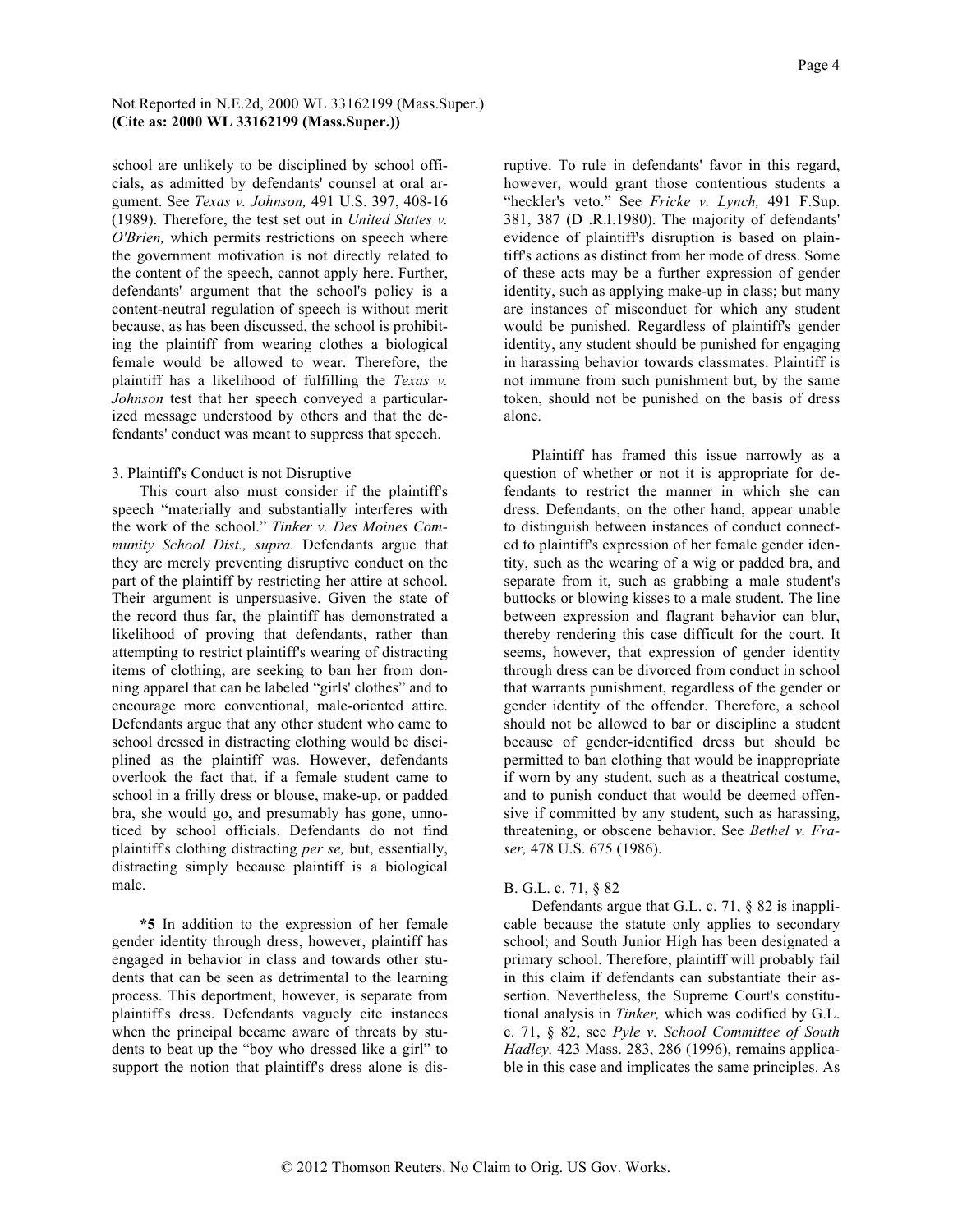school are unlikely to be disciplined by school officials, as admitted by defendants' counsel at oral argument. See *Texas v. Johnson,* 491 U.S. 397, 408-16 (1989). Therefore, the test set out in *United States v. O'Brien,* which permits restrictions on speech where the government motivation is not directly related to the content of the speech, cannot apply here. Further, defendants' argument that the school's policy is a content-neutral regulation of speech is without merit because, as has been discussed, the school is prohibiting the plaintiff from wearing clothes a biological female would be allowed to wear. Therefore, the plaintiff has a likelihood of fulfilling the *Texas v. Johnson* test that her speech conveyed a particularized message understood by others and that the defendants' conduct was meant to suppress that speech.

3. Plaintiff's Conduct is not Disruptive

This court also must consider if the plaintiff's speech "materially and substantially interferes with the work of the school." *Tinker v. Des Moines Community School Dist., supra.* Defendants argue that they are merely preventing disruptive conduct on the part of the plaintiff by restricting her attire at school. Their argument is unpersuasive. Given the state of the record thus far, the plaintiff has demonstrated a likelihood of proving that defendants, rather than attempting to restrict plaintiff's wearing of distracting items of clothing, are seeking to ban her from donning apparel that can be labeled "girls' clothes" and to encourage more conventional, male-oriented attire. Defendants argue that any other student who came to school dressed in distracting clothing would be disciplined as the plaintiff was. However, defendants overlook the fact that, if a female student came to school in a frilly dress or blouse, make-up, or padded bra, she would go, and presumably has gone, unnoticed by school officials. Defendants do not find plaintiff's clothing distracting *per se,* but, essentially, distracting simply because plaintiff is a biological male.

**\*5** In addition to the expression of her female gender identity through dress, however, plaintiff has engaged in behavior in class and towards other students that can be seen as detrimental to the learning process. This deportment, however, is separate from plaintiff's dress. Defendants vaguely cite instances when the principal became aware of threats by students to beat up the "boy who dressed like a girl" to support the notion that plaintiff's dress alone is disruptive. To rule in defendants' favor in this regard, however, would grant those contentious students a "heckler's veto." See *Fricke v. Lynch,* 491 F.Sup. 381, 387 (D .R.I.1980). The majority of defendants' evidence of plaintiff's disruption is based on plaintiff's actions as distinct from her mode of dress. Some of these acts may be a further expression of gender identity, such as applying make-up in class; but many are instances of misconduct for which any student would be punished. Regardless of plaintiff's gender identity, any student should be punished for engaging in harassing behavior towards classmates. Plaintiff is not immune from such punishment but, by the same token, should not be punished on the basis of dress alone.

Plaintiff has framed this issue narrowly as a question of whether or not it is appropriate for defendants to restrict the manner in which she can dress. Defendants, on the other hand, appear unable to distinguish between instances of conduct connected to plaintiff's expression of her female gender identity, such as the wearing of a wig or padded bra, and separate from it, such as grabbing a male student's buttocks or blowing kisses to a male student. The line between expression and flagrant behavior can blur, thereby rendering this case difficult for the court. It seems, however, that expression of gender identity through dress can be divorced from conduct in school that warrants punishment, regardless of the gender or gender identity of the offender. Therefore, a school should not be allowed to bar or discipline a student because of gender-identified dress but should be permitted to ban clothing that would be inappropriate if worn by any student, such as a theatrical costume, and to punish conduct that would be deemed offensive if committed by any student, such as harassing, threatening, or obscene behavior. See *Bethel v. Fraser,* 478 U.S. 675 (1986).

B. G.L. c. 71, § 82

Defendants argue that G.L. c. 71, § 82 is inapplicable because the statute only applies to secondary school; and South Junior High has been designated a primary school. Therefore, plaintiff will probably fail in this claim if defendants can substantiate their assertion. Nevertheless, the Supreme Court's constitutional analysis in *Tinker,* which was codified by G.L. c. 71, § 82, see *Pyle v. School Committee of South Hadley,* 423 Mass. 283, 286 (1996), remains applicable in this case and implicates the same principles. As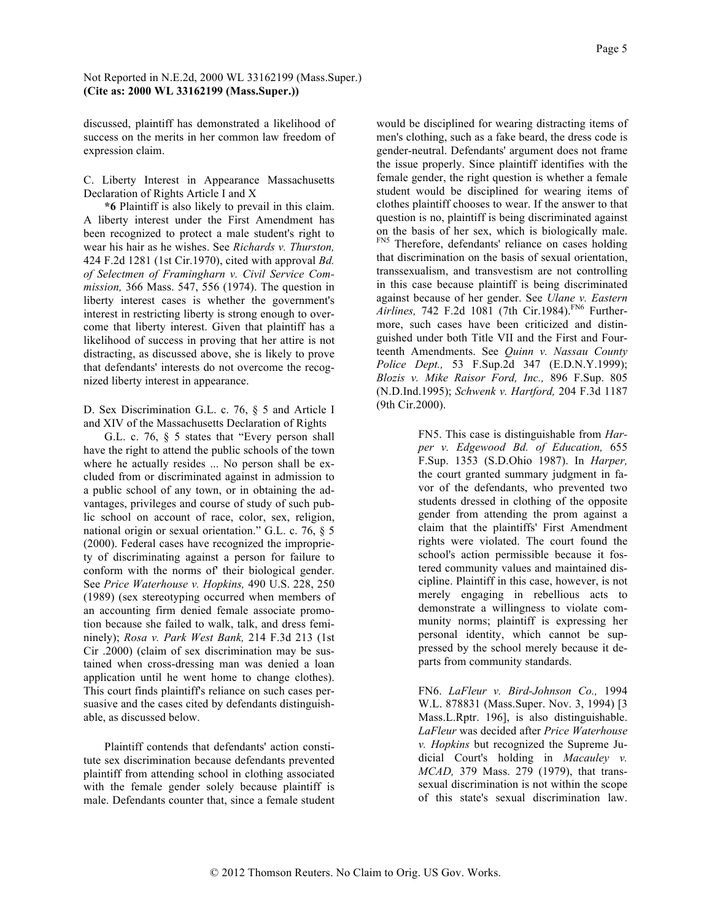discussed, plaintiff has demonstrated a likelihood of success on the merits in her common law freedom of expression claim.

C. Liberty Interest in Appearance Massachusetts Declaration of Rights Article I and X

**\*6** Plaintiff is also likely to prevail in this claim. A liberty interest under the First Amendment has been recognized to protect a male student's right to wear his hair as he wishes. See *Richards v. Thurston,* 424 F.2d 1281 (1st Cir.1970), cited with approval *Bd. of Selectmen of Framingharn v. Civil Service Commission,* 366 Mass. 547, 556 (1974). The question in liberty interest cases is whether the government's interest in restricting liberty is strong enough to overcome that liberty interest. Given that plaintiff has a likelihood of success in proving that her attire is not distracting, as discussed above, she is likely to prove that defendants' interests do not overcome the recognized liberty interest in appearance.

D. Sex Discrimination G.L. c. 76, § 5 and Article I and XIV of the Massachusetts Declaration of Rights

G.L. c. 76, § 5 states that "Every person shall have the right to attend the public schools of the town where he actually resides ... No person shall be excluded from or discriminated against in admission to a public school of any town, or in obtaining the advantages, privileges and course of study of such public school on account of race, color, sex, religion, national origin or sexual orientation." G.L. c. 76, § 5 (2000). Federal cases have recognized the impropriety of discriminating against a person for failure to conform with the norms of' their biological gender. See *Price Waterhouse v. Hopkins,* 490 U.S. 228, 250 (1989) (sex stereotyping occurred when members of an accounting firm denied female associate promotion because she failed to walk, talk, and dress femininely); *Rosa v. Park West Bank,* 214 F.3d 213 (1st Cir .2000) (claim of sex discrimination may be sustained when cross-dressing man was denied a loan application until he went home to change clothes). This court finds plaintiff's reliance on such cases persuasive and the cases cited by defendants distinguishable, as discussed below.

Plaintiff contends that defendants' action constitute sex discrimination because defendants prevented plaintiff from attending school in clothing associated with the female gender solely because plaintiff is male. Defendants counter that, since a female student would be disciplined for wearing distracting items of men's clothing, such as a fake beard, the dress code is gender-neutral. Defendants' argument does not frame the issue properly. Since plaintiff identifies with the female gender, the right question is whether a female student would be disciplined for wearing items of clothes plaintiff chooses to wear. If the answer to that question is no, plaintiff is being discriminated against on the basis of her sex, which is biologically male.[FN5] Therefore, defendants' reliance on cases holding that discrimination on the basis of sexual orientation, transsexualism, and transvestism are not controlling in this case because plaintiff is being discriminated against because of her gender. See *Ulane v. Eastern Airlines,* 742 F.2d 1081 (7th Cir.1984).[FN6] Furthermore, such cases have been criticized and distinguished under both Title VII and the First and Fourteenth Amendments. See *Quinn v. Nassau County Police Dept.,* 53 F.Sup.2d 347 (E.D.N.Y.1999); *Blozis v. Mike Raisor Ford, Inc.,* 896 F.Sup. 805 (N.D.Ind.1995); *Schwenk v. Hartford,* 204 F.3d 1187 (9th Cir.2000).

> FN5. This case is distinguishable from *Harper v. Edgewood Bd. of Education,* 655 F.Sup. 1353 (S.D.Ohio 1987). In *Harper,* the court granted summary judgment in favor of the defendants, who prevented two students dressed in clothing of the opposite gender from attending the prom against a claim that the plaintiffs' First Amendment rights were violated. The court found the school's action permissible because it fostered community values and maintained discipline. Plaintiff in this case, however, is not merely engaging in rebellious acts to demonstrate a willingness to violate community norms; plaintiff is expressing her personal identity, which cannot be suppressed by the school merely because it departs from community standards.

> FN6. *LaFleur v. Bird-Johnson Co.,* 1994 W.L. 878831 (Mass.Super. Nov. 3, 1994) [3 Mass.L.Rptr. 196], is also distinguishable. *LaFleur* was decided after *Price Waterhouse v. Hopkins* but recognized the Supreme Judicial Court's holding in *Macauley v. MCAD,* 379 Mass. 279 (1979), that transsexual discrimination is not within the scope of this state's sexual discrimination law.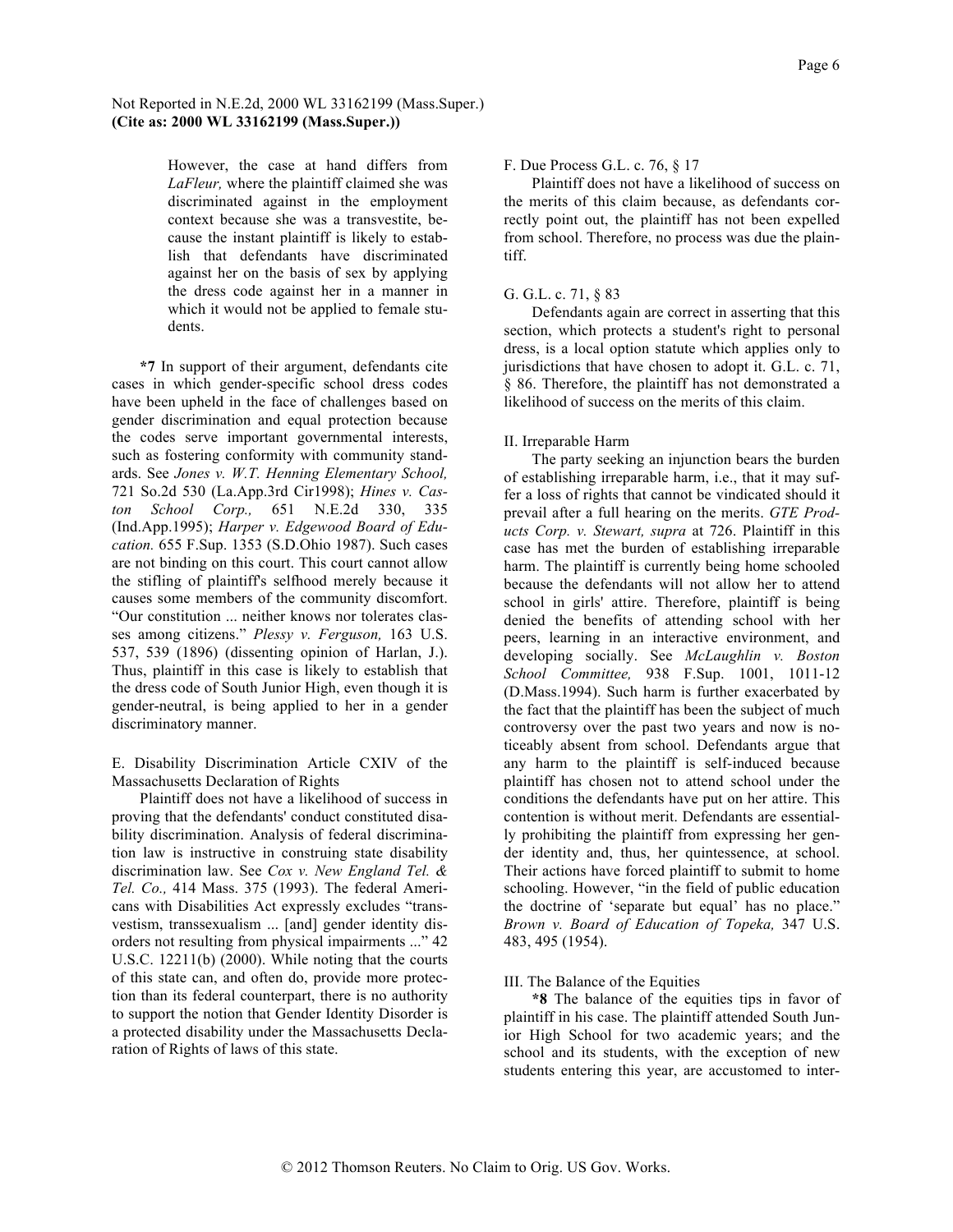> However, the case at hand differs from *LaFleur,* where the plaintiff claimed she was discriminated against in the employment context because she was a transvestite, because the instant plaintiff is likely to establish that defendants have discriminated against her on the basis of sex by applying the dress code against her in a manner in which it would not be applied to female students.

**\*7** In support of their argument, defendants cite cases in which gender-specific school dress codes have been upheld in the face of challenges based on gender discrimination and equal protection because the codes serve important governmental interests, such as fostering conformity with community standards. See *Jones v. W.T. Henning Elementary School,* 721 So.2d 530 (La.App.3rd Cir1998); *Hines v. Caston School Corp.,* 651 N.E.2d 330, 335 (Ind.App.1995); *Harper v. Edgewood Board of Education.* 655 F.Sup. 1353 (S.D.Ohio 1987). Such cases are not binding on this court. This court cannot allow the stifling of plaintiff's selfhood merely because it causes some members of the community discomfort. "Our constitution ... neither knows nor tolerates classes among citizens." *Plessy v. Ferguson,* 163 U.S. 537, 539 (1896) (dissenting opinion of Harlan, J.). Thus, plaintiff in this case is likely to establish that the dress code of South Junior High, even though it is gender-neutral, is being applied to her in a gender discriminatory manner.

E. Disability Discrimination Article CXIV of the Massachusetts Declaration of Rights

Plaintiff does not have a likelihood of success in proving that the defendants' conduct constituted disability discrimination. Analysis of federal discrimination law is instructive in construing state disability discrimination law. See *Cox v. New England Tel. & Tel. Co.,* 414 Mass. 375 (1993). The federal Americans with Disabilities Act expressly excludes "transvestism, transsexualism ... [and] gender identity disorders not resulting from physical impairments ..." 42 U.S.C. 12211(b) (2000). While noting that the courts of this state can, and often do, provide more protection than its federal counterpart, there is no authority to support the notion that Gender Identity Disorder is a protected disability under the Massachusetts Declaration of Rights of laws of this state.

F. Due Process G.L. c. 76, § 17

Plaintiff does not have a likelihood of success on the merits of this claim because, as defendants correctly point out, the plaintiff has not been expelled from school. Therefore, no process was due the plaintiff.

G. G.L. c. 71, § 83

Defendants again are correct in asserting that this section, which protects a student's right to personal dress, is a local option statute which applies only to jurisdictions that have chosen to adopt it. G.L. c. 71, § 86. Therefore, the plaintiff has not demonstrated a likelihood of success on the merits of this claim.

II. Irreparable Harm

The party seeking an injunction bears the burden of establishing irreparable harm, i.e., that it may suffer a loss of rights that cannot be vindicated should it prevail after a full hearing on the merits. *GTE Products Corp. v. Stewart, supra* at 726. Plaintiff in this case has met the burden of establishing irreparable harm. The plaintiff is currently being home schooled because the defendants will not allow her to attend school in girls' attire. Therefore, plaintiff is being denied the benefits of attending school with her peers, learning in an interactive environment, and developing socially. See *McLaughlin v. Boston School Committee,* 938 F.Sup. 1001, 1011-12 (D.Mass.1994). Such harm is further exacerbated by the fact that the plaintiff has been the subject of much controversy over the past two years and now is noticeably absent from school. Defendants argue that any harm to the plaintiff is self-induced because plaintiff has chosen not to attend school under the conditions the defendants have put on her attire. This contention is without merit. Defendants are essentially prohibiting the plaintiff from expressing her gender identity and, thus, her quintessence, at school. Their actions have forced plaintiff to submit to home schooling. However, "in the field of public education the doctrine of 'separate but equal' has no place." *Brown v. Board of Education of Topeka,* 347 U.S. 483, 495 (1954).

III. The Balance of the Equities

**\*8** The balance of the equities tips in favor of plaintiff in his case. The plaintiff attended South Junior High School for two academic years; and the school and its students, with the exception of new students entering this year, are accustomed to inter-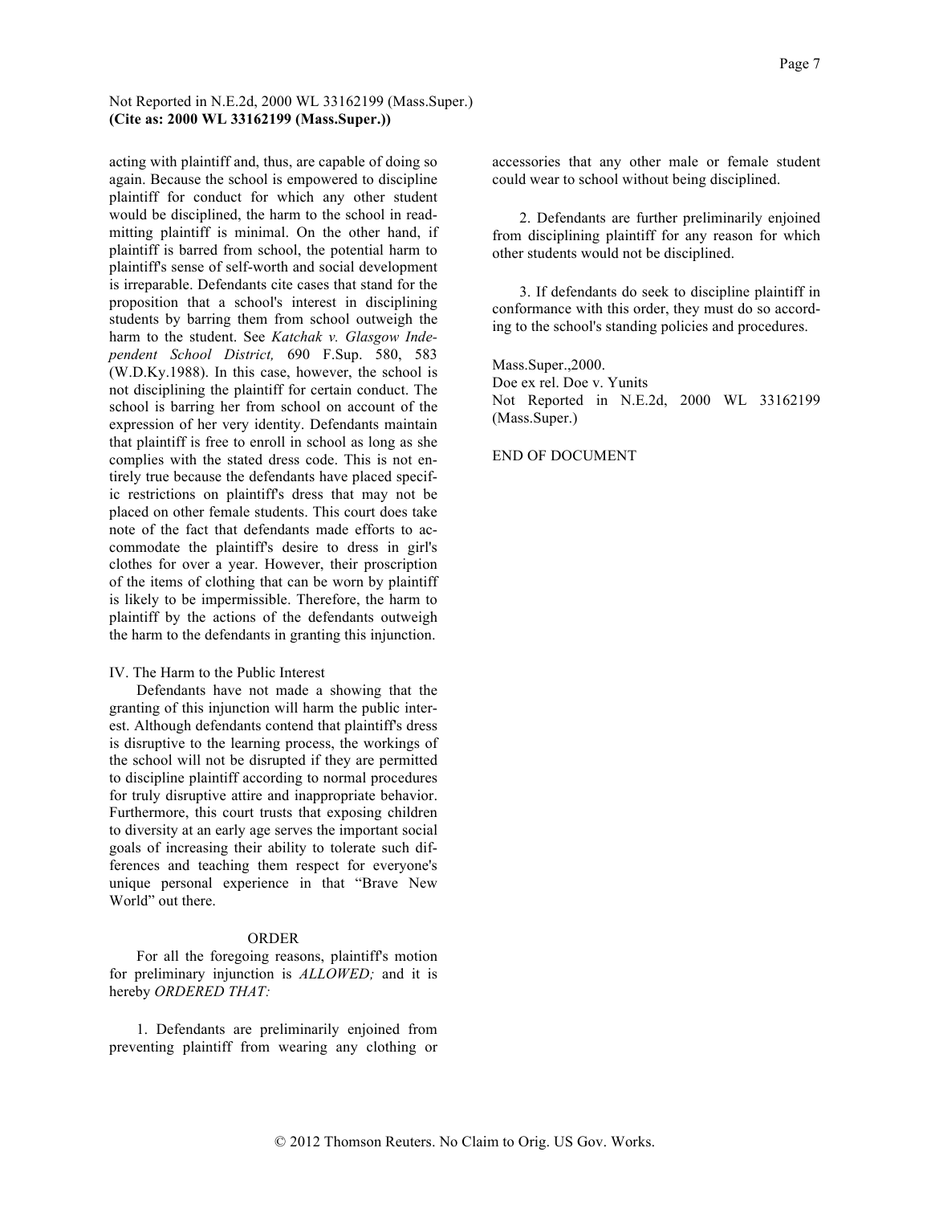acting with plaintiff and, thus, are capable of doing so again. Because the school is empowered to discipline plaintiff for conduct for which any other student would be disciplined, the harm to the school in readmitting plaintiff is minimal. On the other hand, if plaintiff is barred from school, the potential harm to plaintiff's sense of self-worth and social development is irreparable. Defendants cite cases that stand for the proposition that a school's interest in disciplining students by barring them from school outweigh the harm to the student. See *Katchak v. Glasgow Independent School District,* 690 F.Sup. 580, 583 (W.D.Ky.1988). In this case, however, the school is not disciplining the plaintiff for certain conduct. The school is barring her from school on account of the expression of her very identity. Defendants maintain that plaintiff is free to enroll in school as long as she complies with the stated dress code. This is not entirely true because the defendants have placed specific restrictions on plaintiff's dress that may not be placed on other female students. This court does take note of the fact that defendants made efforts to accommodate the plaintiff's desire to dress in girl's clothes for over a year. However, their proscription of the items of clothing that can be worn by plaintiff is likely to be impermissible. Therefore, the harm to plaintiff by the actions of the defendants outweigh the harm to the defendants in granting this injunction.

IV. The Harm to the Public Interest

Defendants have not made a showing that the granting of this injunction will harm the public interest. Although defendants contend that plaintiff's dress is disruptive to the learning process, the workings of the school will not be disrupted if they are permitted to discipline plaintiff according to normal procedures for truly disruptive attire and inappropriate behavior. Furthermore, this court trusts that exposing children to diversity at an early age serves the important social goals of increasing their ability to tolerate such differences and teaching them respect for everyone's unique personal experience in that "Brave New World" out there.

ORDER

For all the foregoing reasons, plaintiff's motion for preliminary injunction is *ALLOWED;* and it is hereby *ORDERED THAT:*

1. Defendants are preliminarily enjoined from preventing plaintiff from wearing any clothing or accessories that any other male or female student could wear to school without being disciplined.

2. Defendants are further preliminarily enjoined from disciplining plaintiff for any reason for which other students would not be disciplined.

3. If defendants do seek to discipline plaintiff in conformance with this order, they must do so according to the school's standing policies and procedures.

Mass.Super.,2000.
Doe ex rel. Doe v. Yunits
Not Reported in N.E.2d, 2000 WL 33162199 (Mass.Super.)

END OF DOCUMENT